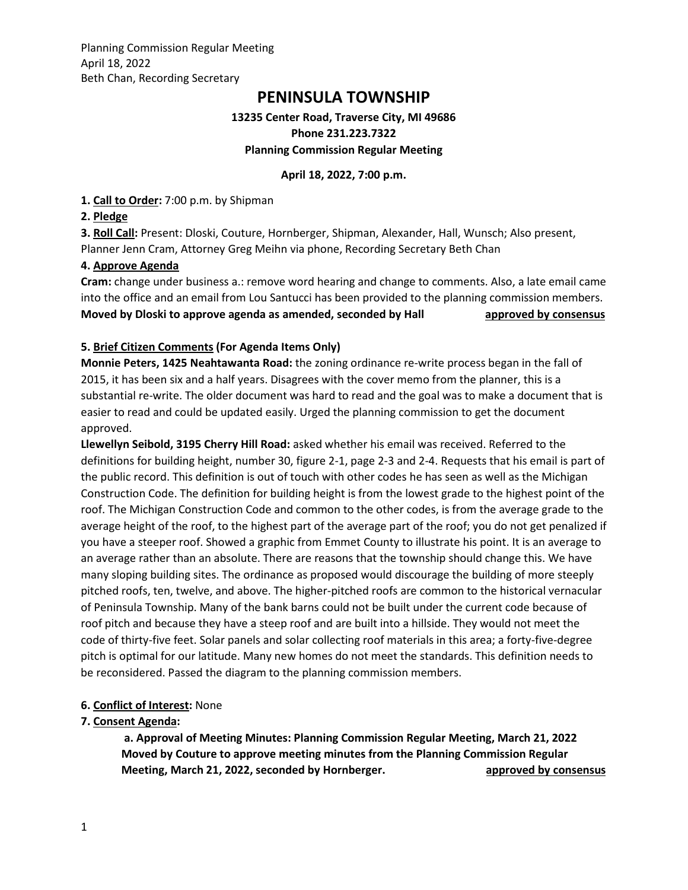Planning Commission Regular Meeting
April 18, 2022
Beth Chan, Recording Secretary

# PENINSULA TOWNSHIP

**13235 Center Road, Traverse City, MI 49686**
**Phone 231.223.7322**
**Planning Commission Regular Meeting**

**April 18, 2022, 7:00 p.m.**

**1. Call to Order:** 7:00 p.m. by Shipman

**2. Pledge**

**3. Roll Call:** Present: Dloski, Couture, Hornberger, Shipman, Alexander, Hall, Wunsch; Also present, Planner Jenn Cram, Attorney Greg Meihn via phone, Recording Secretary Beth Chan

**4. Approve Agenda**

**Cram:** change under business a.: remove word hearing and change to comments. Also, a late email came into the office and an email from Lou Santucci has been provided to the planning commission members.
**Moved by Dloski to approve agenda as amended, seconded by Hall** **approved by consensus**

**5. Brief Citizen Comments (For Agenda Items Only)**

**Monnie Peters, 1425 Neahtawanta Road:** the zoning ordinance re-write process began in the fall of 2015, it has been six and a half years. Disagrees with the cover memo from the planner, this is a substantial re-write. The older document was hard to read and the goal was to make a document that is easier to read and could be updated easily. Urged the planning commission to get the document approved.

**Llewellyn Seibold, 3195 Cherry Hill Road:** asked whether his email was received. Referred to the definitions for building height, number 30, figure 2-1, page 2-3 and 2-4. Requests that his email is part of the public record. This definition is out of touch with other codes he has seen as well as the Michigan Construction Code. The definition for building height is from the lowest grade to the highest point of the roof. The Michigan Construction Code and common to the other codes, is from the average grade to the average height of the roof, to the highest part of the average part of the roof; you do not get penalized if you have a steeper roof. Showed a graphic from Emmet County to illustrate his point. It is an average to an average rather than an absolute. There are reasons that the township should change this. We have many sloping building sites. The ordinance as proposed would discourage the building of more steeply pitched roofs, ten, twelve, and above. The higher-pitched roofs are common to the historical vernacular of Peninsula Township. Many of the bank barns could not be built under the current code because of roof pitch and because they have a steep roof and are built into a hillside. They would not meet the code of thirty-five feet. Solar panels and solar collecting roof materials in this area; a forty-five-degree pitch is optimal for our latitude. Many new homes do not meet the standards. This definition needs to be reconsidered. Passed the diagram to the planning commission members.

**6. Conflict of Interest:** None

**7. Consent Agenda:**

**a. Approval of Meeting Minutes: Planning Commission Regular Meeting, March 21, 2022**
**Moved by Couture to approve meeting minutes from the Planning Commission Regular Meeting, March 21, 2022, seconded by Hornberger.** **approved by consensus**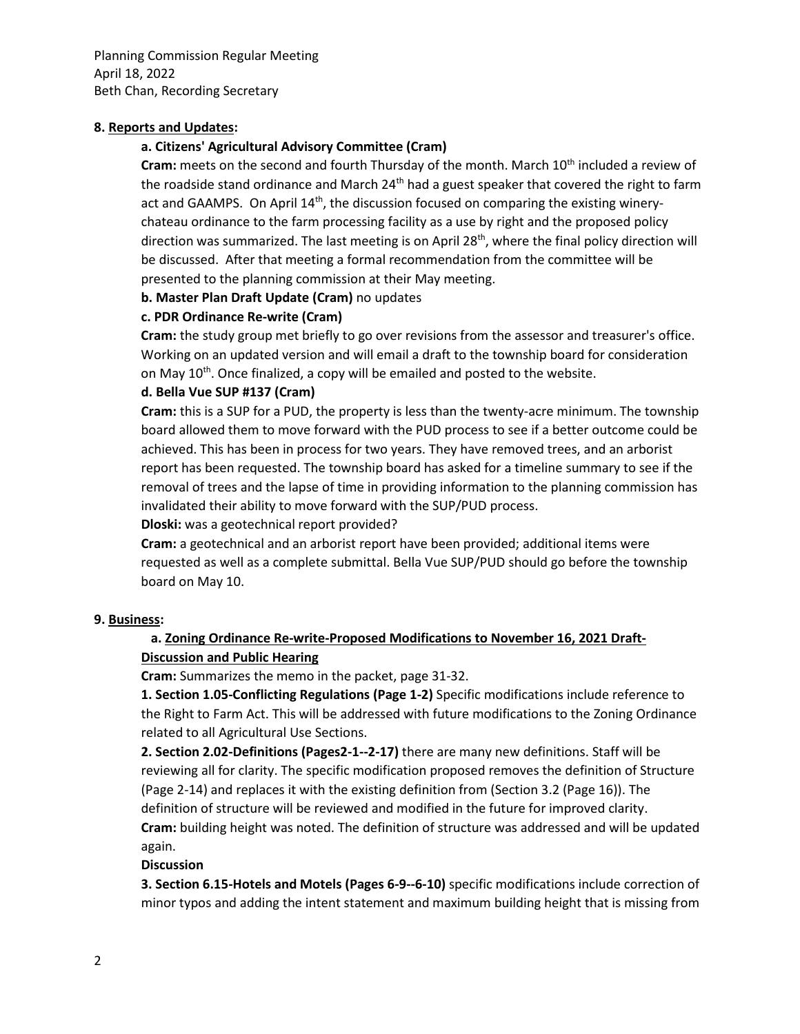**8. Reports and Updates:**

**a. Citizens' Agricultural Advisory Committee (Cram)**

**Cram:** meets on the second and fourth Thursday of the month. March 10th included a review of the roadside stand ordinance and March 24th had a guest speaker that covered the right to farm act and GAAMPS. On April 14th, the discussion focused on comparing the existing winery-chateau ordinance to the farm processing facility as a use by right and the proposed policy direction was summarized. The last meeting is on April 28th, where the final policy direction will be discussed. After that meeting a formal recommendation from the committee will be presented to the planning commission at their May meeting.

**b. Master Plan Draft Update (Cram)** no updates

**c. PDR Ordinance Re-write (Cram)**

**Cram:** the study group met briefly to go over revisions from the assessor and treasurer's office. Working on an updated version and will email a draft to the township board for consideration on May 10th. Once finalized, a copy will be emailed and posted to the website.

**d. Bella Vue SUP #137 (Cram)**

**Cram:** this is a SUP for a PUD, the property is less than the twenty-acre minimum. The township board allowed them to move forward with the PUD process to see if a better outcome could be achieved. This has been in process for two years. They have removed trees, and an arborist report has been requested. The township board has asked for a timeline summary to see if the removal of trees and the lapse of time in providing information to the planning commission has invalidated their ability to move forward with the SUP/PUD process.

**Dloski:** was a geotechnical report provided?

**Cram:** a geotechnical and an arborist report have been provided; additional items were requested as well as a complete submittal. Bella Vue SUP/PUD should go before the township board on May 10.

**9. Business:**

**a. Zoning Ordinance Re-write-Proposed Modifications to November 16, 2021 Draft-Discussion and Public Hearing**

**Cram:** Summarizes the memo in the packet, page 31-32.

**1. Section 1.05-Conflicting Regulations (Page 1-2)** Specific modifications include reference to the Right to Farm Act. This will be addressed with future modifications to the Zoning Ordinance related to all Agricultural Use Sections.

**2. Section 2.02-Definitions (Pages2-1--2-17)** there are many new definitions. Staff will be reviewing all for clarity. The specific modification proposed removes the definition of Structure (Page 2-14) and replaces it with the existing definition from (Section 3.2 (Page 16)). The definition of structure will be reviewed and modified in the future for improved clarity.

**Cram:** building height was noted. The definition of structure was addressed and will be updated again.

**Discussion**

**3. Section 6.15-Hotels and Motels (Pages 6-9--6-10)** specific modifications include correction of minor typos and adding the intent statement and maximum building height that is missing from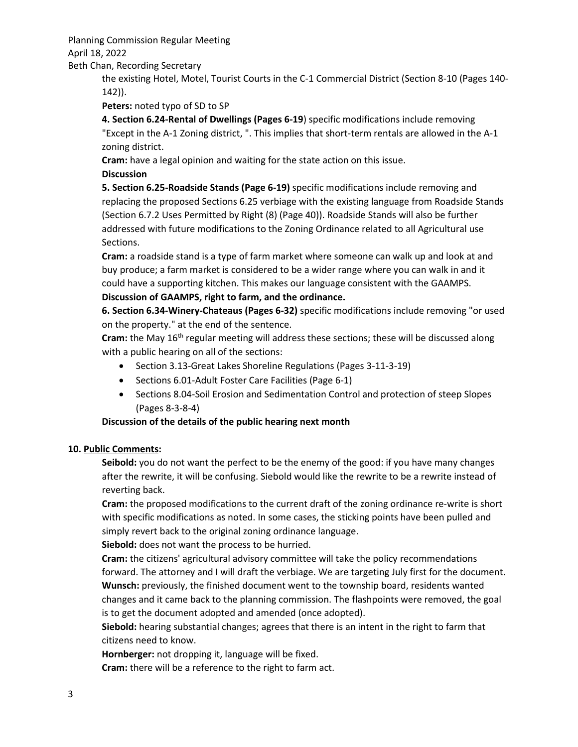the existing Hotel, Motel, Tourist Courts in the C-1 Commercial District (Section 8-10 (Pages 140-142)).

**Peters:** noted typo of SD to SP

**4. Section 6.24-Rental of Dwellings (Pages 6-19**) specific modifications include removing "Except in the A-1 Zoning district, ". This implies that short-term rentals are allowed in the A-1 zoning district.

**Cram:** have a legal opinion and waiting for the state action on this issue.

**Discussion**

**5. Section 6.25-Roadside Stands (Page 6-19)** specific modifications include removing and replacing the proposed Sections 6.25 verbiage with the existing language from Roadside Stands (Section 6.7.2 Uses Permitted by Right (8) (Page 40)). Roadside Stands will also be further addressed with future modifications to the Zoning Ordinance related to all Agricultural use Sections.

**Cram:** a roadside stand is a type of farm market where someone can walk up and look at and buy produce; a farm market is considered to be a wider range where you can walk in and it could have a supporting kitchen. This makes our language consistent with the GAAMPS.

**Discussion of GAAMPS, right to farm, and the ordinance.**

**6. Section 6.34-Winery-Chateaus (Pages 6-32)** specific modifications include removing "or used on the property." at the end of the sentence.

**Cram:** the May 16th regular meeting will address these sections; these will be discussed along with a public hearing on all of the sections:

- Section 3.13-Great Lakes Shoreline Regulations (Pages 3-11-3-19)
- Sections 6.01-Adult Foster Care Facilities (Page 6-1)
- Sections 8.04-Soil Erosion and Sedimentation Control and protection of steep Slopes (Pages 8-3-8-4)

**Discussion of the details of the public hearing next month**

**10. Public Comments:**

**Seibold:** you do not want the perfect to be the enemy of the good: if you have many changes after the rewrite, it will be confusing. Siebold would like the rewrite to be a rewrite instead of reverting back.

**Cram:** the proposed modifications to the current draft of the zoning ordinance re-write is short with specific modifications as noted. In some cases, the sticking points have been pulled and simply revert back to the original zoning ordinance language.

**Siebold:** does not want the process to be hurried.

**Cram:** the citizens' agricultural advisory committee will take the policy recommendations forward. The attorney and I will draft the verbiage. We are targeting July first for the document.

**Wunsch:** previously, the finished document went to the township board, residents wanted changes and it came back to the planning commission. The flashpoints were removed, the goal is to get the document adopted and amended (once adopted).

**Siebold:** hearing substantial changes; agrees that there is an intent in the right to farm that citizens need to know.

**Hornberger:** not dropping it, language will be fixed.

**Cram:** there will be a reference to the right to farm act.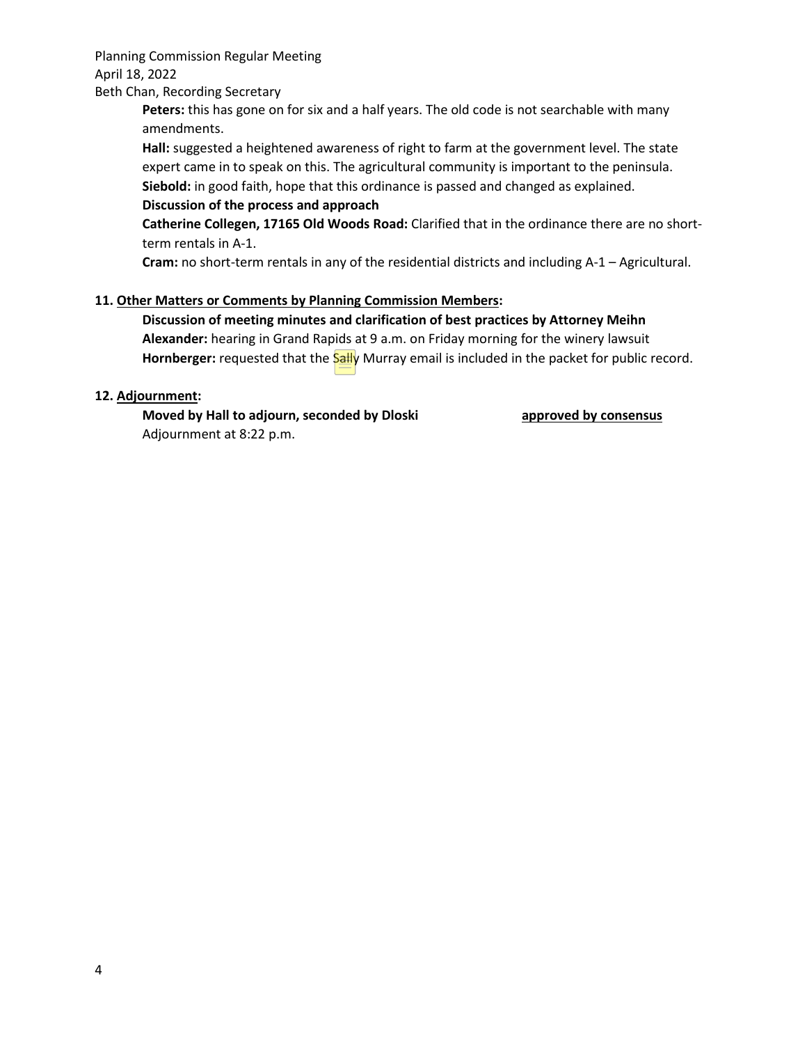**Peters:** this has gone on for six and a half years. The old code is not searchable with many amendments.

**Hall:** suggested a heightened awareness of right to farm at the government level. The state expert came in to speak on this. The agricultural community is important to the peninsula.

**Siebold:** in good faith, hope that this ordinance is passed and changed as explained.

**Discussion of the process and approach**

**Catherine Collegen, 17165 Old Woods Road:** Clarified that in the ordinance there are no short-term rentals in A-1.

**Cram:** no short-term rentals in any of the residential districts and including A-1 – Agricultural.

**11. Other Matters or Comments by Planning Commission Members:**

**Discussion of meeting minutes and clarification of best practices by Attorney Meihn**

**Alexander:** hearing in Grand Rapids at 9 a.m. on Friday morning for the winery lawsuit

**Hornberger:** requested that the Sally Murray email is included in the packet for public record.

**12. Adjournment:**

**Moved by Hall to adjourn, seconded by Dloski** **approved by consensus**

Adjournment at 8:22 p.m.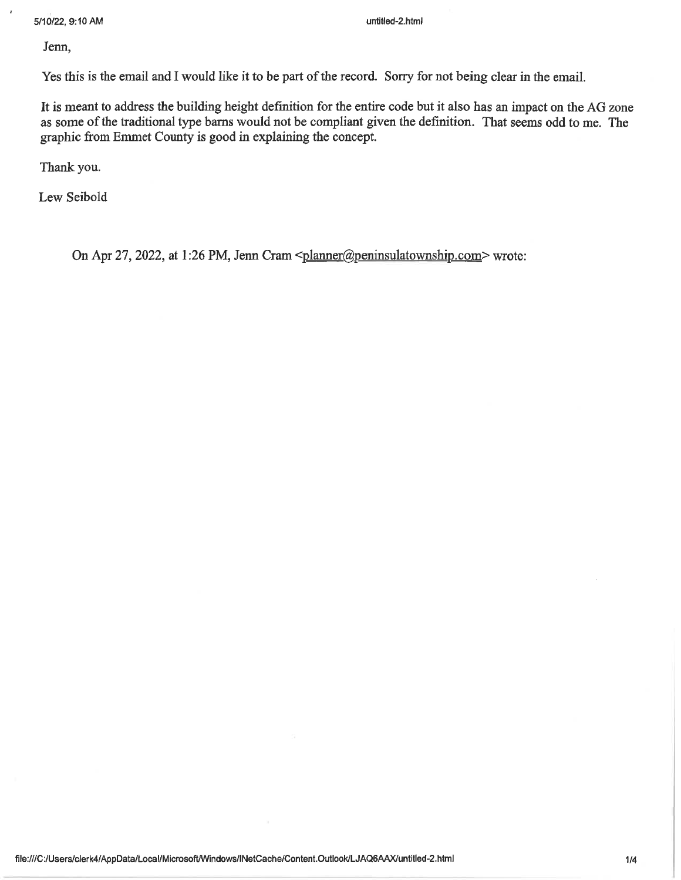Jenn,

Yes this is the email and I would like it to be part of the record. Sorry for not being clear in the email.

It is meant to address the building height definition for the entire code but it also has an impact on the AG zone as some of the traditional type barns would not be compliant given the definition. That seems odd to me. The graphic from Emmet County is good in explaining the concept.

Thank you.

Lew Seibold

On Apr 27, 2022, at 1:26 PM, Jenn Cram <planner@peninsulatownship.com> wrote: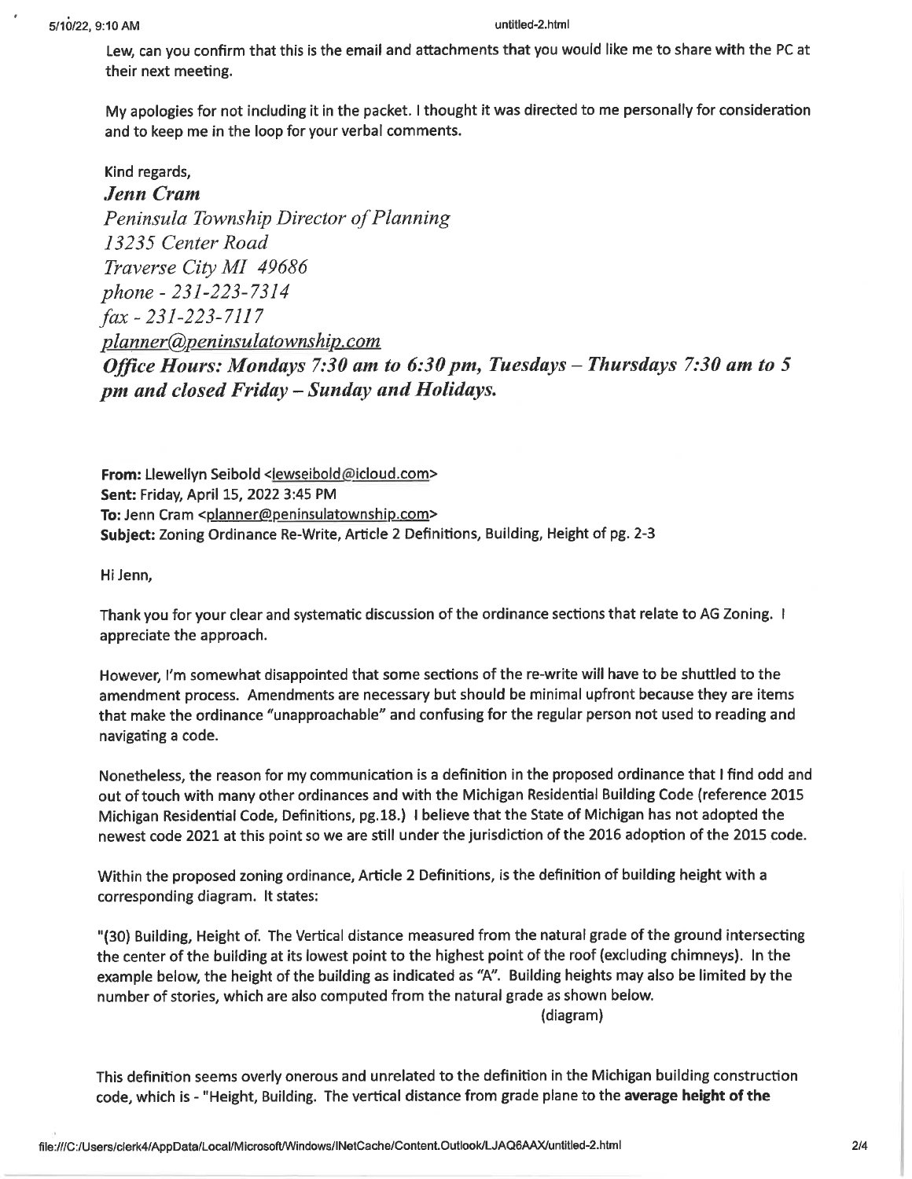Lew, can you confirm that this is the email and attachments that you would like me to share with the PC at their next meeting.

My apologies for not including it in the packet. I thought it was directed to me personally for consideration and to keep me in the loop for your verbal comments.

Kind regards,

***Jenn Cram***
*Peninsula Township Director of Planning*
*13235 Center Road*
*Traverse City MI 49686*
*phone - 231-223-7314*
*fax - 231-223-7117*
*planner@peninsulatownship.com*
***Office Hours: Mondays 7:30 am to 6:30 pm, Tuesdays – Thursdays 7:30 am to 5 pm and closed Friday – Sunday and Holidays.***

**From:** Llewellyn Seibold <lewseibold@icloud.com>
**Sent:** Friday, April 15, 2022 3:45 PM
**To:** Jenn Cram <planner@peninsulatownship.com>
**Subject:** Zoning Ordinance Re-Write, Article 2 Definitions, Building, Height of pg. 2-3

Hi Jenn,

Thank you for your clear and systematic discussion of the ordinance sections that relate to AG Zoning. I appreciate the approach.

However, I'm somewhat disappointed that some sections of the re-write will have to be shuttled to the amendment process. Amendments are necessary but should be minimal upfront because they are items that make the ordinance "unapproachable" and confusing for the regular person not used to reading and navigating a code.

Nonetheless, the reason for my communication is a definition in the proposed ordinance that I find odd and out of touch with many other ordinances and with the Michigan Residential Building Code (reference 2015 Michigan Residential Code, Definitions, pg.18.) I believe that the State of Michigan has not adopted the newest code 2021 at this point so we are still under the jurisdiction of the 2016 adoption of the 2015 code.

Within the proposed zoning ordinance, Article 2 Definitions, is the definition of building height with a corresponding diagram. It states:

"(30) Building, Height of. The Vertical distance measured from the natural grade of the ground intersecting the center of the building at its lowest point to the highest point of the roof (excluding chimneys). In the example below, the height of the building as indicated as "A". Building heights may also be limited by the number of stories, which are also computed from the natural grade as shown below.

(diagram)

This definition seems overly onerous and unrelated to the definition in the Michigan building construction code, which is - "Height, Building. The vertical distance from grade plane to the **average height of the**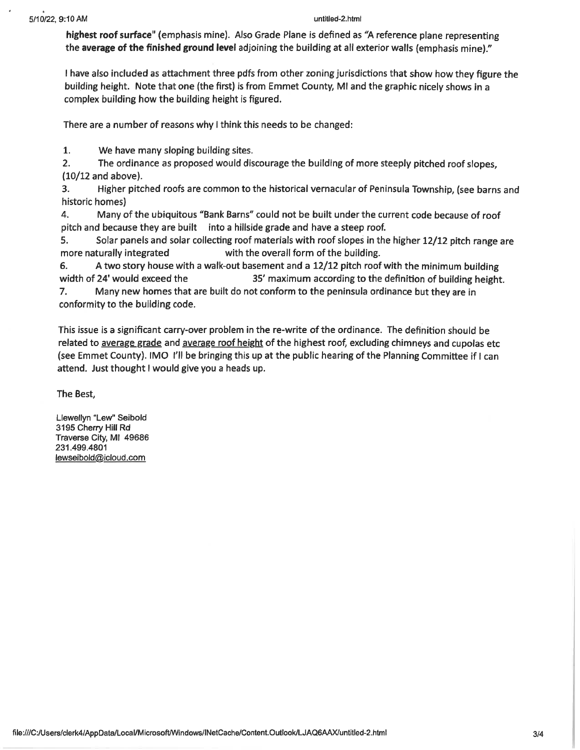**highest roof surface**" (emphasis mine). Also Grade Plane is defined as "A reference plane representing the **average of the finished ground level** adjoining the building at all exterior walls (emphasis mine)."

I have also included as attachment three pdfs from other zoning jurisdictions that show how they figure the building height. Note that one (the first) is from Emmet County, MI and the graphic nicely shows in a complex building how the building height is figured.

There are a number of reasons why I think this needs to be changed:

1. We have many sloping building sites.
2. The ordinance as proposed would discourage the building of more steeply pitched roof slopes, (10/12 and above).
3. Higher pitched roofs are common to the historical vernacular of Peninsula Township, (see barns and historic homes)
4. Many of the ubiquitous "Bank Barns" could not be built under the current code because of roof pitch and because they are built into a hillside grade and have a steep roof.
5. Solar panels and solar collecting roof materials with roof slopes in the higher 12/12 pitch range are more naturally integrated with the overall form of the building.
6. A two story house with a walk-out basement and a 12/12 pitch roof with the minimum building width of 24' would exceed the 35' maximum according to the definition of building height.
7. Many new homes that are built do not conform to the peninsula ordinance but they are in conformity to the building code.

This issue is a significant carry-over problem in the re-write of the ordinance. The definition should be related to <u>average grade</u> and <u>average roof height</u> of the highest roof, excluding chimneys and cupolas etc (see Emmet County). IMO I'll be bringing this up at the public hearing of the Planning Committee if I can attend. Just thought I would give you a heads up.

The Best,

Llewellyn "Lew" Seibold
3195 Cherry Hill Rd
Traverse City, MI 49686
231.499.4801
lewseibold@icloud.com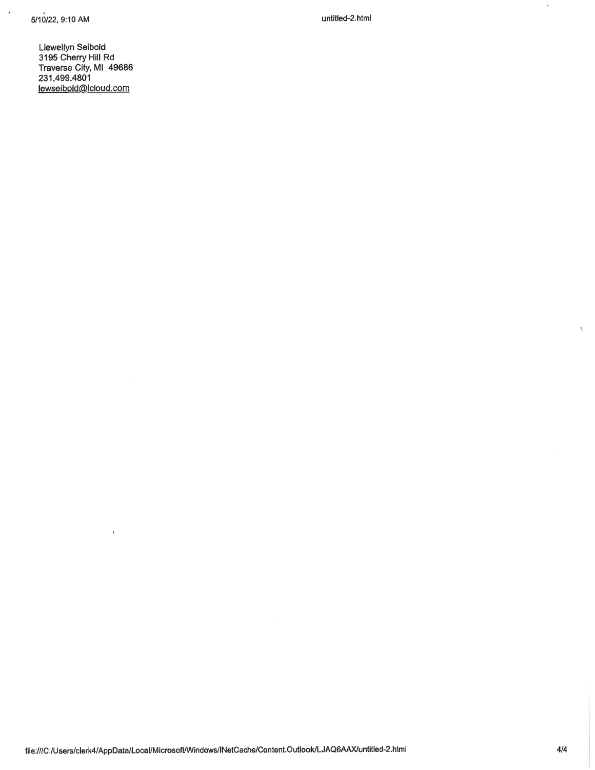Llewellyn Seibold
3195 Cherry Hill Rd
Traverse City, MI 49686
231.499.4801
lewseibold@icloud.com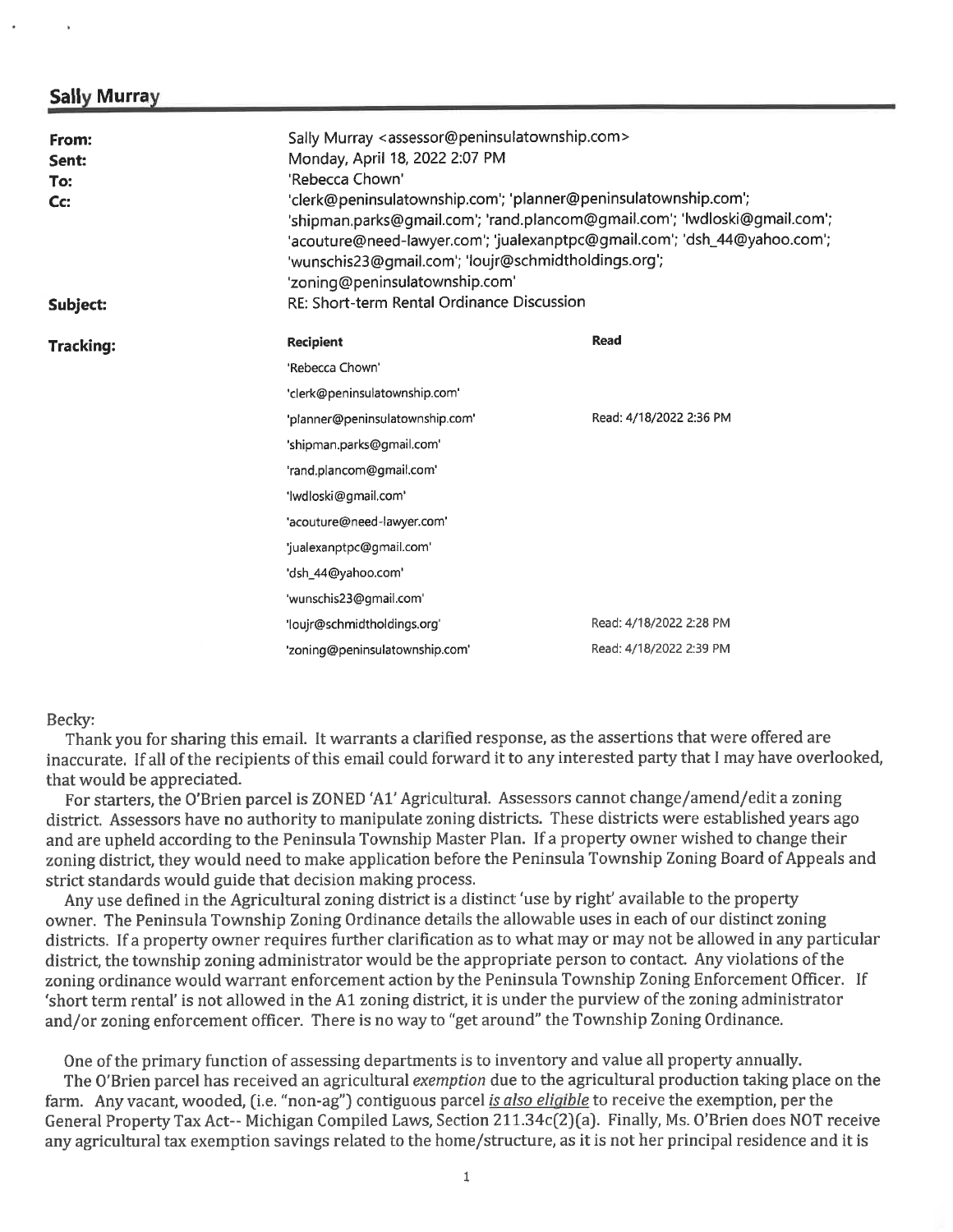## Sally Murray

| | |
|---|---|
| **From:** | Sally Murray <assessor@peninsulatownship.com> |
| **Sent:** | Monday, April 18, 2022 2:07 PM |
| **To:** | 'Rebecca Chown' |
| **Cc:** | 'clerk@peninsulatownship.com'; 'planner@peninsulatownship.com'; 'shipman.parks@gmail.com'; 'rand.plancom@gmail.com'; 'lwdloski@gmail.com'; 'acouture@need-lawyer.com'; 'jualexanptpc@gmail.com'; 'dsh_44@yahoo.com'; 'wunschis23@gmail.com'; 'loujr@schmidtholdings.org'; 'zoning@peninsulatownship.com' |
| **Subject:** | RE: Short-term Rental Ordinance Discussion |

**Tracking:**

| Recipient | Read |
|---|---|
| 'Rebecca Chown' | |
| 'clerk@peninsulatownship.com' | |
| 'planner@peninsulatownship.com' | Read: 4/18/2022 2:36 PM |
| 'shipman.parks@gmail.com' | |
| 'rand.plancom@gmail.com' | |
| 'lwdloski@gmail.com' | |
| 'acouture@need-lawyer.com' | |
| 'jualexanptpc@gmail.com' | |
| 'dsh_44@yahoo.com' | |
| 'wunschis23@gmail.com' | |
| 'loujr@schmidtholdings.org' | Read: 4/18/2022 2:28 PM |
| 'zoning@peninsulatownship.com' | Read: 4/18/2022 2:39 PM |

Becky:

Thank you for sharing this email. It warrants a clarified response, as the assertions that were offered are inaccurate. If all of the recipients of this email could forward it to any interested party that I may have overlooked, that would be appreciated.

For starters, the O'Brien parcel is ZONED 'A1' Agricultural. Assessors cannot change/amend/edit a zoning district. Assessors have no authority to manipulate zoning districts. These districts were established years ago and are upheld according to the Peninsula Township Master Plan. If a property owner wished to change their zoning district, they would need to make application before the Peninsula Township Zoning Board of Appeals and strict standards would guide that decision making process.

Any use defined in the Agricultural zoning district is a distinct 'use by right' available to the property owner. The Peninsula Township Zoning Ordinance details the allowable uses in each of our distinct zoning districts. If a property owner requires further clarification as to what may or may not be allowed in any particular district, the township zoning administrator would be the appropriate person to contact. Any violations of the zoning ordinance would warrant enforcement action by the Peninsula Township Zoning Enforcement Officer. If 'short term rental' is not allowed in the A1 zoning district, it is under the purview of the zoning administrator and/or zoning enforcement officer. There is no way to "get around" the Township Zoning Ordinance.

One of the primary function of assessing departments is to inventory and value all property annually.

The O'Brien parcel has received an agricultural *exemption* due to the agricultural production taking place on the farm. Any vacant, wooded, (i.e. "non-ag") contiguous parcel ***is also eligible*** to receive the exemption, per the General Property Tax Act-- Michigan Compiled Laws, Section 211.34c(2)(a). Finally, Ms. O'Brien does NOT receive any agricultural tax exemption savings related to the home/structure, as it is not her principal residence and it is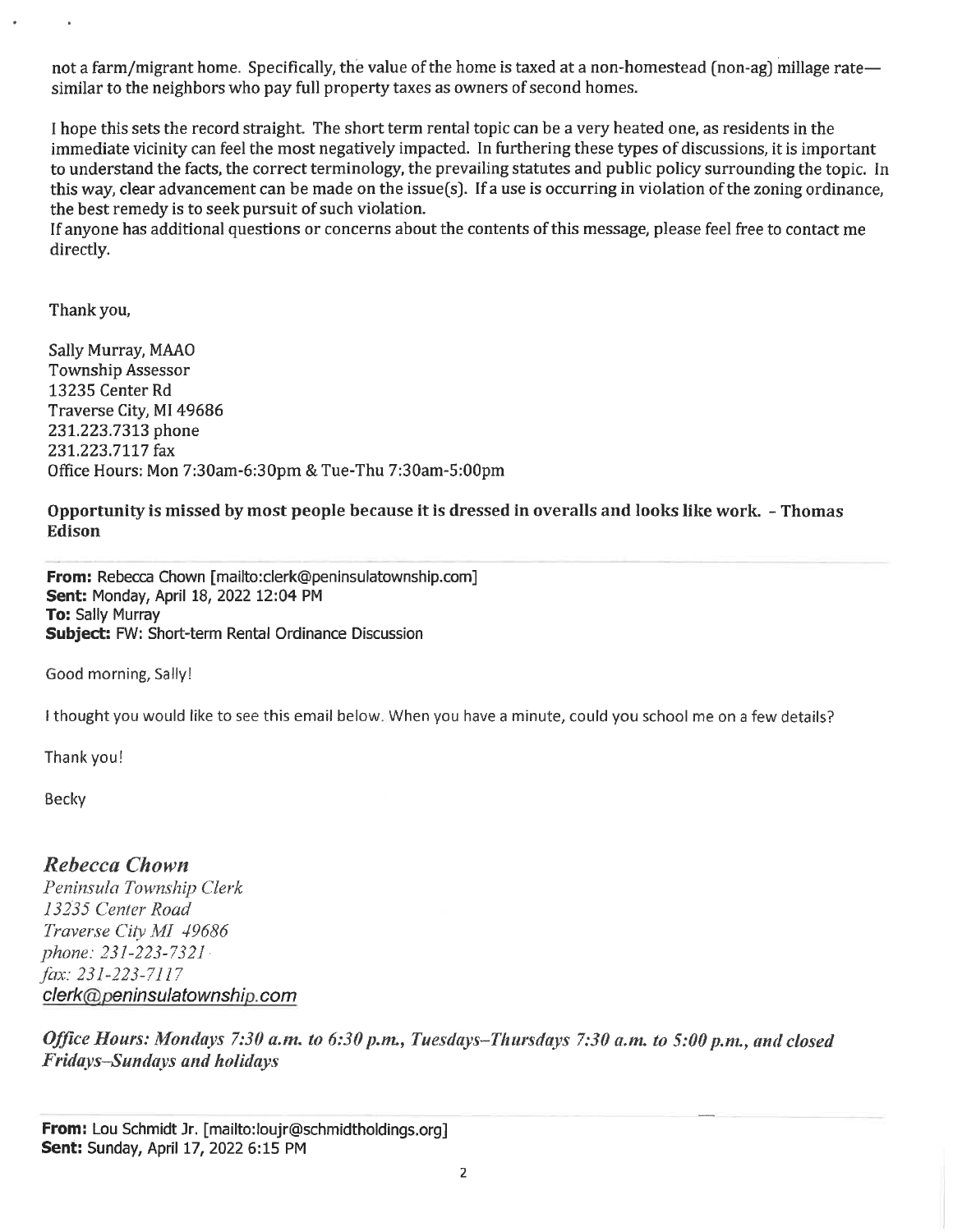not a farm/migrant home. Specifically, the value of the home is taxed at a non-homestead (non-ag) millage rate—similar to the neighbors who pay full property taxes as owners of second homes.

I hope this sets the record straight. The short term rental topic can be a very heated one, as residents in the immediate vicinity can feel the most negatively impacted. In furthering these types of discussions, it is important to understand the facts, the correct terminology, the prevailing statutes and public policy surrounding the topic. In this way, clear advancement can be made on the issue(s). If a use is occurring in violation of the zoning ordinance, the best remedy is to seek pursuit of such violation.
If anyone has additional questions or concerns about the contents of this message, please feel free to contact me directly.

Thank you,

Sally Murray, MAAO
Township Assessor
13235 Center Rd
Traverse City, MI 49686
231.223.7313 phone
231.223.7117 fax
Office Hours: Mon 7:30am-6:30pm & Tue-Thu 7:30am-5:00pm

**Opportunity is missed by most people because it is dressed in overalls and looks like work. - Thomas Edison**

---

**From:** Rebecca Chown [mailto:clerk@peninsulatownship.com]
**Sent:** Monday, April 18, 2022 12:04 PM
**To:** Sally Murray
**Subject:** FW: Short-term Rental Ordinance Discussion

Good morning, Sally!

I thought you would like to see this email below. When you have a minute, could you school me on a few details?

Thank you!

Becky

***Rebecca Chown***
*Peninsula Township Clerk*
*13235 Center Road*
*Traverse City MI 49686*
*phone: 231-223-7321*
*fax: 231-223-7117*
*clerk@peninsulatownship.com*

***Office Hours: Mondays 7:30 a.m. to 6:30 p.m., Tuesdays–Thursdays 7:30 a.m. to 5:00 p.m., and closed Fridays–Sundays and holidays***

---

**From:** Lou Schmidt Jr. [mailto:loujr@schmidtholdings.org]
**Sent:** Sunday, April 17, 2022 6:15 PM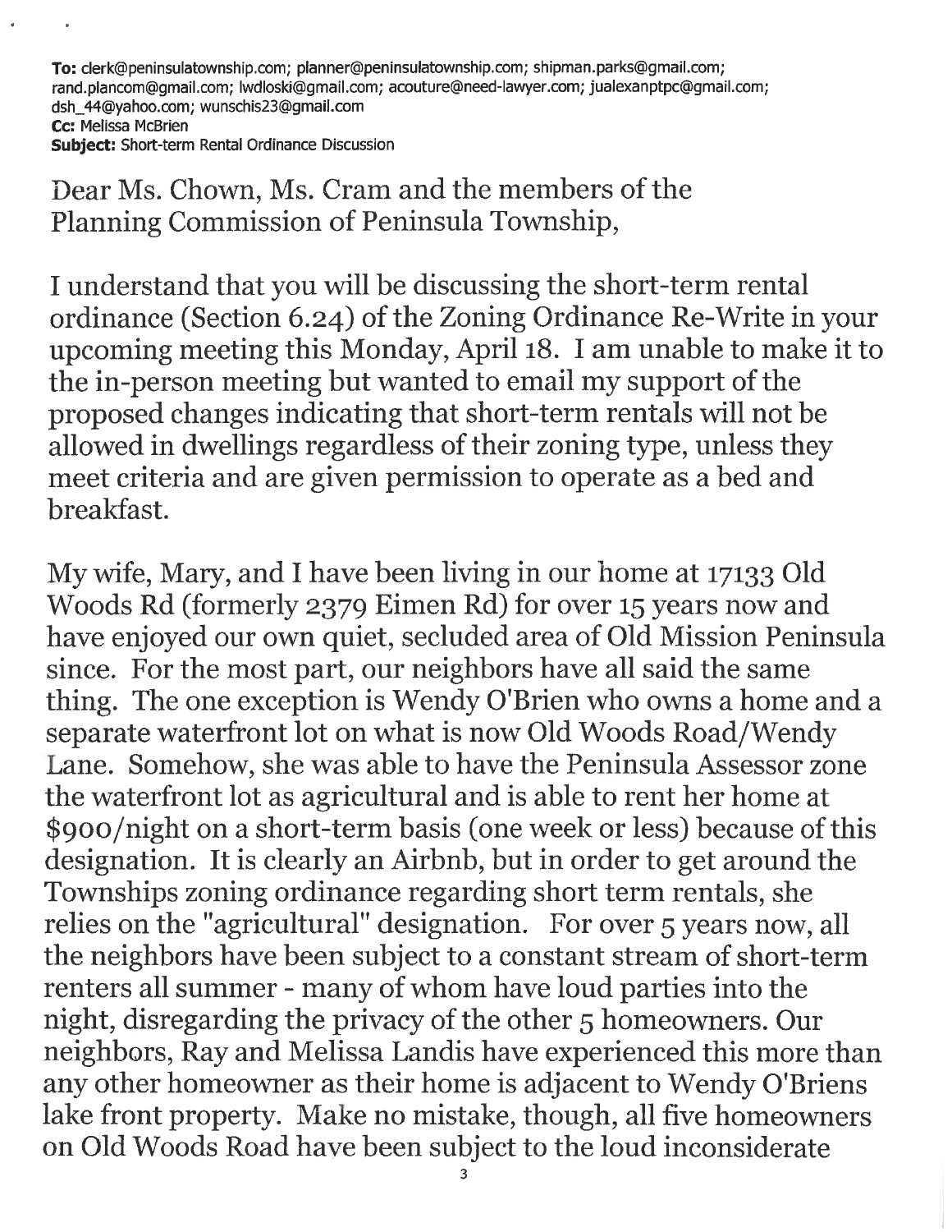**To:** clerk@peninsulatownship.com; planner@peninsulatownship.com; shipman.parks@gmail.com; rand.plancom@gmail.com; lwdloski@gmail.com; acouture@need-lawyer.com; jualexanptpc@gmail.com; dsh_44@yahoo.com; wunschis23@gmail.com
**Cc:** Melissa McBrien
**Subject:** Short-term Rental Ordinance Discussion

Dear Ms. Chown, Ms. Cram and the members of the Planning Commission of Peninsula Township,

I understand that you will be discussing the short-term rental ordinance (Section 6.24) of the Zoning Ordinance Re-Write in your upcoming meeting this Monday, April 18. I am unable to make it to the in-person meeting but wanted to email my support of the proposed changes indicating that short-term rentals will not be allowed in dwellings regardless of their zoning type, unless they meet criteria and are given permission to operate as a bed and breakfast.

My wife, Mary, and I have been living in our home at 17133 Old Woods Rd (formerly 2379 Eimen Rd) for over 15 years now and have enjoyed our own quiet, secluded area of Old Mission Peninsula since. For the most part, our neighbors have all said the same thing. The one exception is Wendy O'Brien who owns a home and a separate waterfront lot on what is now Old Woods Road/Wendy Lane. Somehow, she was able to have the Peninsula Assessor zone the waterfront lot as agricultural and is able to rent her home at $900/night on a short-term basis (one week or less) because of this designation. It is clearly an Airbnb, but in order to get around the Townships zoning ordinance regarding short term rentals, she relies on the "agricultural" designation. For over 5 years now, all the neighbors have been subject to a constant stream of short-term renters all summer - many of whom have loud parties into the night, disregarding the privacy of the other 5 homeowners. Our neighbors, Ray and Melissa Landis have experienced this more than any other homeowner as their home is adjacent to Wendy O'Briens lake front property. Make no mistake, though, all five homeowners on Old Woods Road have been subject to the loud inconsiderate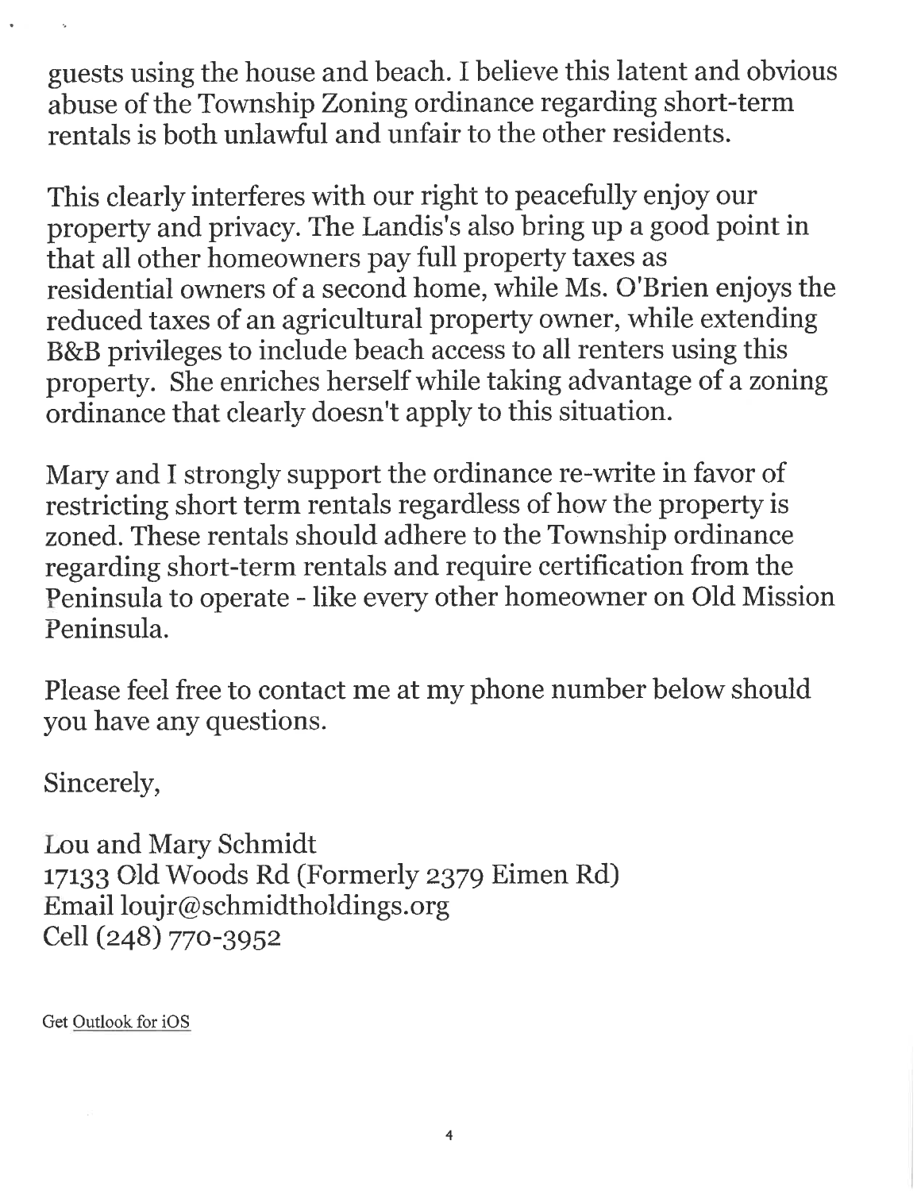guests using the house and beach. I believe this latent and obvious abuse of the Township Zoning ordinance regarding short-term rentals is both unlawful and unfair to the other residents.

This clearly interferes with our right to peacefully enjoy our property and privacy. The Landis's also bring up a good point in that all other homeowners pay full property taxes as residential owners of a second home, while Ms. O'Brien enjoys the reduced taxes of an agricultural property owner, while extending B&B privileges to include beach access to all renters using this property. She enriches herself while taking advantage of a zoning ordinance that clearly doesn't apply to this situation.

Mary and I strongly support the ordinance re-write in favor of restricting short term rentals regardless of how the property is zoned. These rentals should adhere to the Township ordinance regarding short-term rentals and require certification from the Peninsula to operate - like every other homeowner on Old Mission Peninsula.

Please feel free to contact me at my phone number below should you have any questions.

Sincerely,

Lou and Mary Schmidt
17133 Old Woods Rd (Formerly 2379 Eimen Rd)
Email loujr@schmidtholdings.org
Cell (248) 770-3952

Get Outlook for iOS